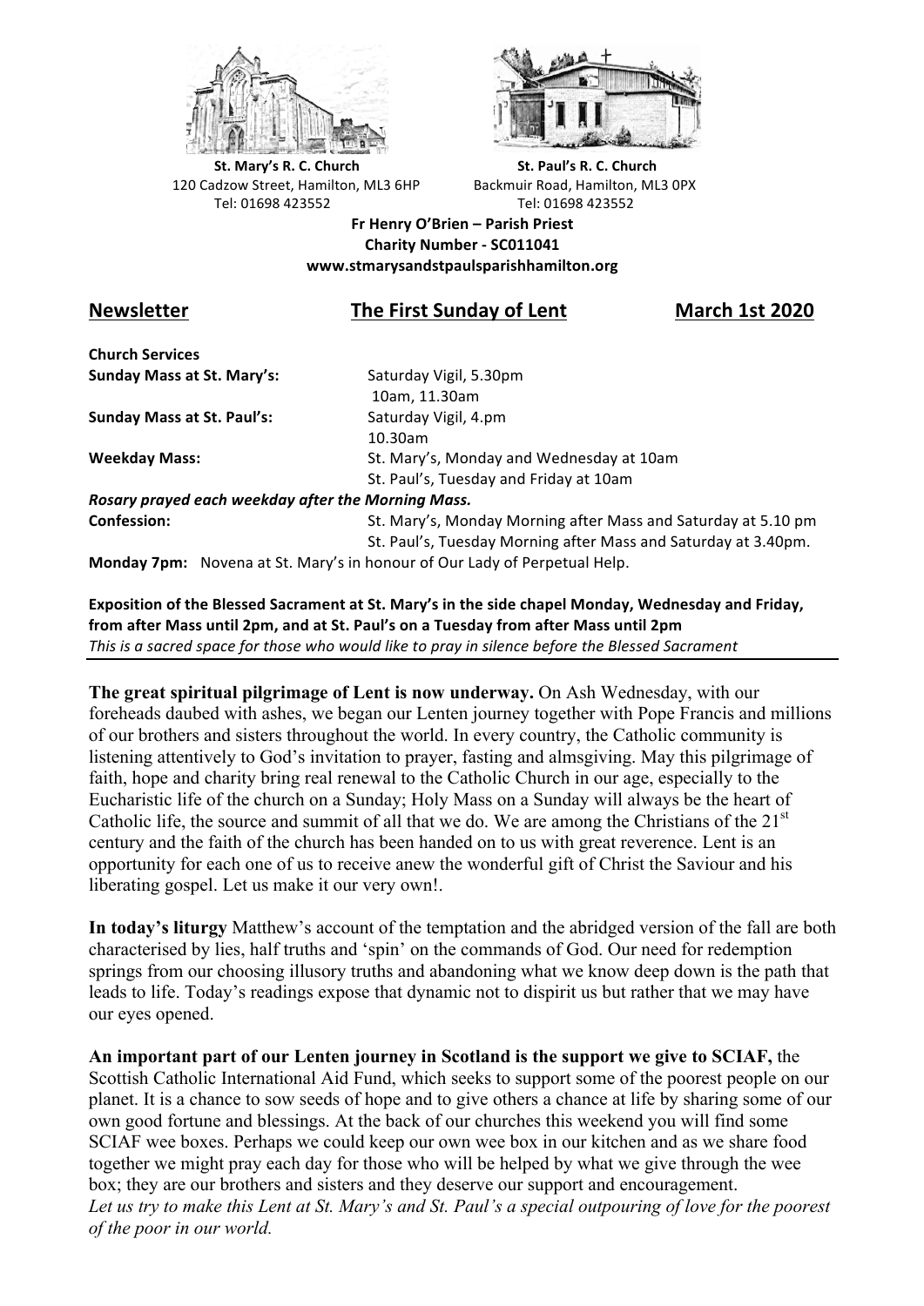**St. Mary's R. C. Church**
120 Cadzow Street, Hamilton, ML3 6HP
Tel: 01698 423552

**St. Paul's R. C. Church**
Backmuir Road, Hamilton, ML3 0PX
Tel: 01698 423552

**Fr Henry O'Brien – Parish Priest**
**Charity Number - SC011041**
**www.stmarysandstpaulsparishhamilton.org**

## Newsletter — The First Sunday of Lent — March 1st 2020

**Church Services**

| | |
|---|---|
| **Sunday Mass at St. Mary's:** | Saturday Vigil, 5.30pm<br>10am, 11.30am |
| **Sunday Mass at St. Paul's:** | Saturday Vigil, 4.pm<br>10.30am |
| **Weekday Mass:** | St. Mary's, Monday and Wednesday at 10am<br>St. Paul's, Tuesday and Friday at 10am |

***Rosary prayed each weekday after the Morning Mass.***

| | |
|---|---|
| **Confession:** | St. Mary's, Monday Morning after Mass and Saturday at 5.10 pm<br>St. Paul's, Tuesday Morning after Mass and Saturday at 3.40pm. |

**Monday 7pm:** Novena at St. Mary's in honour of Our Lady of Perpetual Help.

**Exposition of the Blessed Sacrament at St. Mary's in the side chapel Monday, Wednesday and Friday, from after Mass until 2pm, and at St. Paul's on a Tuesday from after Mass until 2pm**
*This is a sacred space for those who would like to pray in silence before the Blessed Sacrament*

---

**The great spiritual pilgrimage of Lent is now underway.** On Ash Wednesday, with our foreheads daubed with ashes, we began our Lenten journey together with Pope Francis and millions of our brothers and sisters throughout the world. In every country, the Catholic community is listening attentively to God's invitation to prayer, fasting and almsgiving. May this pilgrimage of faith, hope and charity bring real renewal to the Catholic Church in our age, especially to the Eucharistic life of the church on a Sunday; Holy Mass on a Sunday will always be the heart of Catholic life, the source and summit of all that we do. We are among the Christians of the 21st century and the faith of the church has been handed on to us with great reverence. Lent is an opportunity for each one of us to receive anew the wonderful gift of Christ the Saviour and his liberating gospel. Let us make it our very own!.

**In today's liturgy** Matthew's account of the temptation and the abridged version of the fall are both characterised by lies, half truths and 'spin' on the commands of God. Our need for redemption springs from our choosing illusory truths and abandoning what we know deep down is the path that leads to life. Today's readings expose that dynamic not to dispirit us but rather that we may have our eyes opened.

**An important part of our Lenten journey in Scotland is the support we give to SCIAF,** the Scottish Catholic International Aid Fund, which seeks to support some of the poorest people on our planet. It is a chance to sow seeds of hope and to give others a chance at life by sharing some of our own good fortune and blessings. At the back of our churches this weekend you will find some SCIAF wee boxes. Perhaps we could keep our own wee box in our kitchen and as we share food together we might pray each day for those who will be helped by what we give through the wee box; they are our brothers and sisters and they deserve our support and encouragement.
*Let us try to make this Lent at St. Mary's and St. Paul's a special outpouring of love for the poorest of the poor in our world.*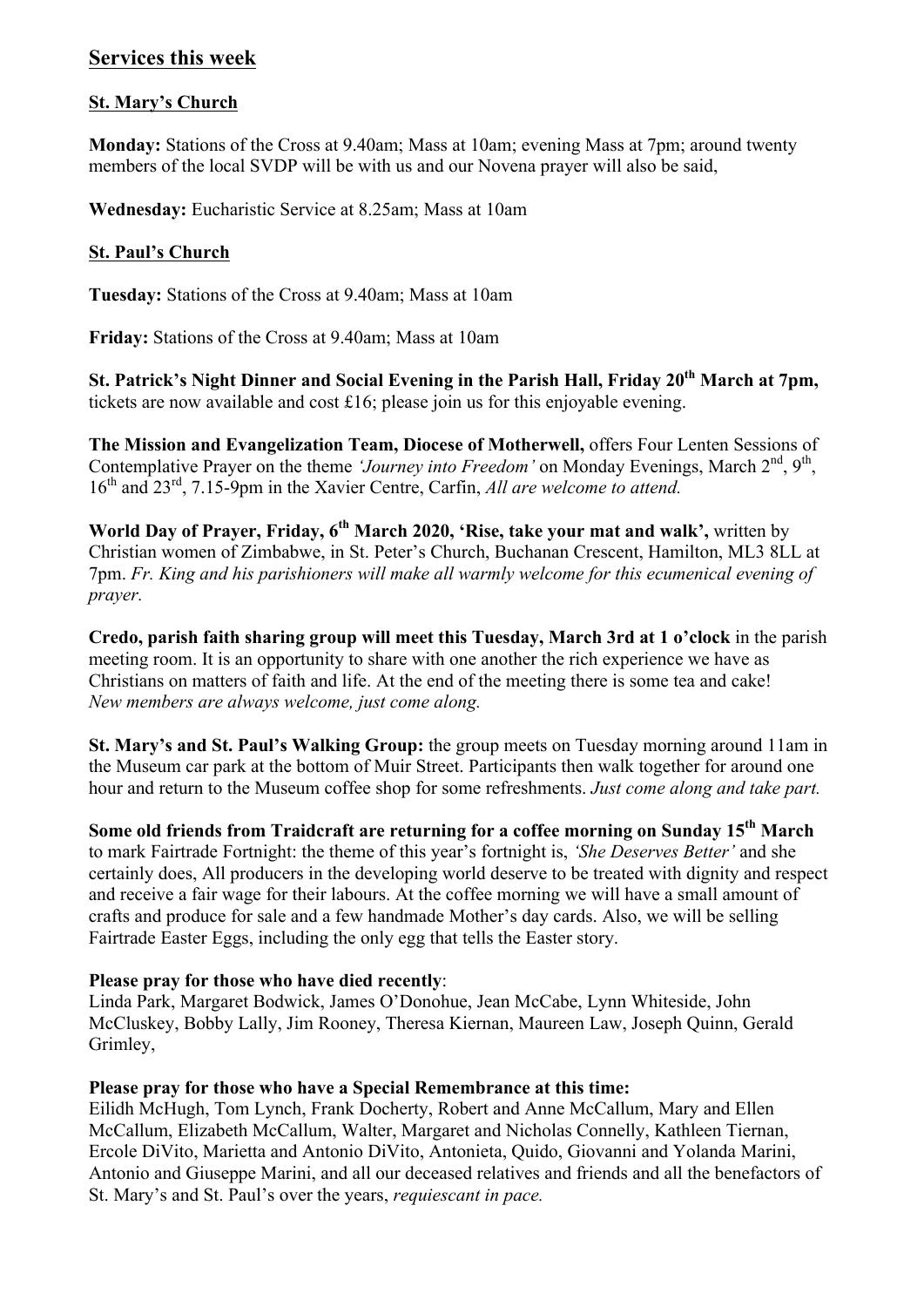## Services this week

### St. Mary's Church

**Monday:** Stations of the Cross at 9.40am; Mass at 10am; evening Mass at 7pm; around twenty members of the local SVDP will be with us and our Novena prayer will also be said,

**Wednesday:** Eucharistic Service at 8.25am; Mass at 10am

### St. Paul's Church

**Tuesday:** Stations of the Cross at 9.40am; Mass at 10am

**Friday:** Stations of the Cross at 9.40am; Mass at 10am

**St. Patrick's Night Dinner and Social Evening in the Parish Hall, Friday 20th March at 7pm,** tickets are now available and cost £16; please join us for this enjoyable evening.

**The Mission and Evangelization Team, Diocese of Motherwell,** offers Four Lenten Sessions of Contemplative Prayer on the theme *'Journey into Freedom'* on Monday Evenings, March 2nd, 9th, 16th and 23rd, 7.15-9pm in the Xavier Centre, Carfin, *All are welcome to attend.*

**World Day of Prayer, Friday, 6th March 2020, 'Rise, take your mat and walk',** written by Christian women of Zimbabwe, in St. Peter's Church, Buchanan Crescent, Hamilton, ML3 8LL at 7pm. *Fr. King and his parishioners will make all warmly welcome for this ecumenical evening of prayer.*

**Credo, parish faith sharing group will meet this Tuesday, March 3rd at 1 o'clock** in the parish meeting room. It is an opportunity to share with one another the rich experience we have as Christians on matters of faith and life. At the end of the meeting there is some tea and cake! *New members are always welcome, just come along.*

**St. Mary's and St. Paul's Walking Group:** the group meets on Tuesday morning around 11am in the Museum car park at the bottom of Muir Street. Participants then walk together for around one hour and return to the Museum coffee shop for some refreshments. *Just come along and take part.*

**Some old friends from Traidcraft are returning for a coffee morning on Sunday 15th March** to mark Fairtrade Fortnight: the theme of this year's fortnight is, *'She Deserves Better'* and she certainly does, All producers in the developing world deserve to be treated with dignity and respect and receive a fair wage for their labours. At the coffee morning we will have a small amount of crafts and produce for sale and a few handmade Mother's day cards. Also, we will be selling Fairtrade Easter Eggs, including the only egg that tells the Easter story.

**Please pray for those who have died recently**:
Linda Park, Margaret Bodwick, James O'Donohue, Jean McCabe, Lynn Whiteside, John McCluskey, Bobby Lally, Jim Rooney, Theresa Kiernan, Maureen Law, Joseph Quinn, Gerald Grimley,

**Please pray for those who have a Special Remembrance at this time:**
Eilidh McHugh, Tom Lynch, Frank Docherty, Robert and Anne McCallum, Mary and Ellen McCallum, Elizabeth McCallum, Walter, Margaret and Nicholas Connelly, Kathleen Tiernan, Ercole DiVito, Marietta and Antonio DiVito, Antonieta, Quido, Giovanni and Yolanda Marini, Antonio and Giuseppe Marini, and all our deceased relatives and friends and all the benefactors of St. Mary's and St. Paul's over the years, *requiescant in pace.*